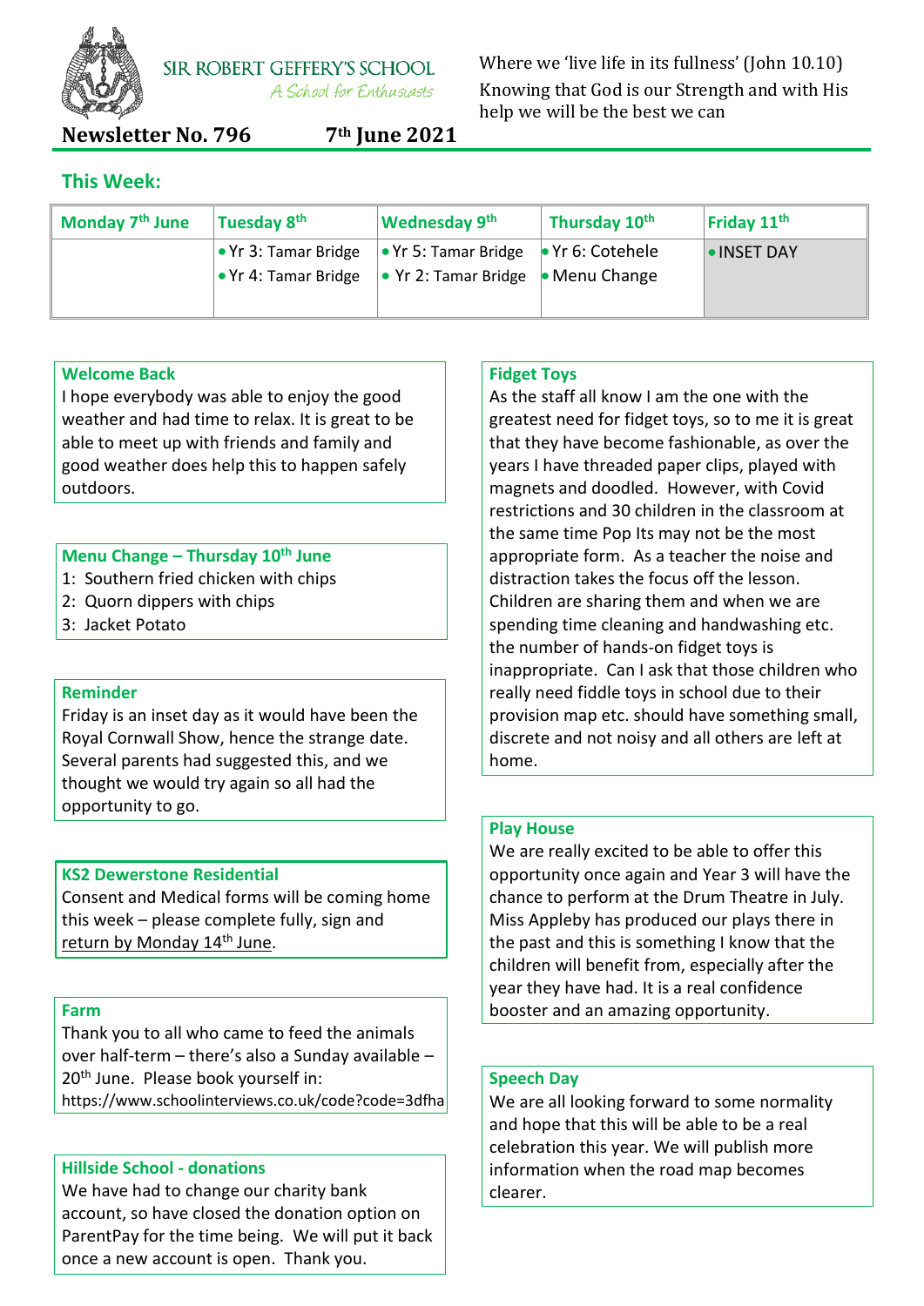SIR ROBERT GEFFERY'S SCHOOL
*A School for Enthusiasts*

Where we 'live life in its fullness' (John 10.10)
Knowing that God is our Strength and with His help we will be the best we can

**Newsletter No. 796** **7th June 2021**

## This Week:

| Monday 7th June | Tuesday 8th | Wednesday 9th | Thursday 10th | Friday 11th |
|---|---|---|---|---|
| | • Yr 3: Tamar Bridge<br>• Yr 4: Tamar Bridge | • Yr 5: Tamar Bridge<br>• Yr 2: Tamar Bridge | • Yr 6: Cotehele<br>• Menu Change | • INSET DAY |

### Welcome Back

I hope everybody was able to enjoy the good weather and had time to relax. It is great to be able to meet up with friends and family and good weather does help this to happen safely outdoors.

### Menu Change – Thursday 10th June

1: Southern fried chicken with chips
2: Quorn dippers with chips
3: Jacket Potato

### Reminder

Friday is an inset day as it would have been the Royal Cornwall Show, hence the strange date. Several parents had suggested this, and we thought we would try again so all had the opportunity to go.

### KS2 Dewerstone Residential

Consent and Medical forms will be coming home this week – please complete fully, sign and return by Monday 14th June.

### Farm

Thank you to all who came to feed the animals over half-term – there's also a Sunday available – 20th June. Please book yourself in:
https://www.schoolinterviews.co.uk/code?code=3dfha

### Hillside School - donations

We have had to change our charity bank account, so have closed the donation option on ParentPay for the time being. We will put it back once a new account is open. Thank you.

### Fidget Toys

As the staff all know I am the one with the greatest need for fidget toys, so to me it is great that they have become fashionable, as over the years I have threaded paper clips, played with magnets and doodled. However, with Covid restrictions and 30 children in the classroom at the same time Pop Its may not be the most appropriate form. As a teacher the noise and distraction takes the focus off the lesson. Children are sharing them and when we are spending time cleaning and handwashing etc. the number of hands-on fidget toys is inappropriate. Can I ask that those children who really need fiddle toys in school due to their provision map etc. should have something small, discrete and not noisy and all others are left at home.

### Play House

We are really excited to be able to offer this opportunity once again and Year 3 will have the chance to perform at the Drum Theatre in July. Miss Appleby has produced our plays there in the past and this is something I know that the children will benefit from, especially after the year they have had. It is a real confidence booster and an amazing opportunity.

### Speech Day

We are all looking forward to some normality and hope that this will be able to be a real celebration this year. We will publish more information when the road map becomes clearer.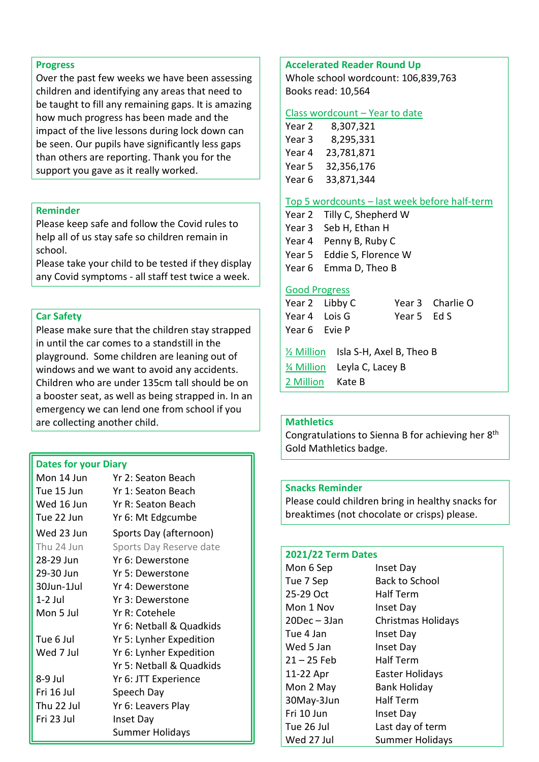## Progress

Over the past few weeks we have been assessing children and identifying any areas that need to be taught to fill any remaining gaps. It is amazing how much progress has been made and the impact of the live lessons during lock down can be seen. Our pupils have significantly less gaps than others are reporting. Thank you for the support you gave as it really worked.

## Reminder

Please keep safe and follow the Covid rules to help all of us stay safe so children remain in school.

Please take your child to be tested if they display any Covid symptoms - all staff test twice a week.

## Car Safety

Please make sure that the children stay strapped in until the car comes to a standstill in the playground. Some children are leaning out of windows and we want to avoid any accidents. Children who are under 135cm tall should be on a booster seat, as well as being strapped in. In an emergency we can lend one from school if you are collecting another child.

## Dates for your Diary

| | |
|---|---|
| Mon 14 Jun | Yr 2: Seaton Beach |
| Tue 15 Jun | Yr 1: Seaton Beach |
| Wed 16 Jun | Yr R: Seaton Beach |
| Tue 22 Jun | Yr 6: Mt Edgcumbe |
| Wed 23 Jun | Sports Day (afternoon) |
| Thu 24 Jun | Sports Day Reserve date |
| 28-29 Jun | Yr 6: Dewerstone |
| 29-30 Jun | Yr 5: Dewerstone |
| 30Jun-1Jul | Yr 4: Dewerstone |
| 1-2 Jul | Yr 3: Dewerstone |
| Mon 5 Jul | Yr R: Cotehele |
| | Yr 6: Netball & Quadkids |
| Tue 6 Jul | Yr 5: Lynher Expedition |
| Wed 7 Jul | Yr 6: Lynher Expedition |
| | Yr 5: Netball & Quadkids |
| 8-9 Jul | Yr 6: JTT Experience |
| Fri 16 Jul | Speech Day |
| Thu 22 Jul | Yr 6: Leavers Play |
| Fri 23 Jul | Inset Day |
| | Summer Holidays |

## Accelerated Reader Round Up

Whole school wordcount: 106,839,763

Books read: 10,564

### Class wordcount – Year to date

| | |
|---|---|
| Year 2 | 8,307,321 |
| Year 3 | 8,295,331 |
| Year 4 | 23,781,871 |
| Year 5 | 32,356,176 |
| Year 6 | 33,871,344 |

### Top 5 wordcounts – last week before half-term

| | |
|---|---|
| Year 2 | Tilly C, Shepherd W |
| Year 3 | Seb H, Ethan H |
| Year 4 | Penny B, Ruby C |
| Year 5 | Eddie S, Florence W |
| Year 6 | Emma D, Theo B |

### Good Progress

| | | | |
|---|---|---|---|
| Year 2 | Libby C | Year 3 | Charlie O |
| Year 4 | Lois G | Year 5 | Ed S |
| Year 6 | Evie P | | |

| | |
|---|---|
| ½ Million | Isla S-H, Axel B, Theo B |
| ¾ Million | Leyla C, Lacey B |
| 2 Million | Kate B |

## Mathletics

Congratulations to Sienna B for achieving her 8th Gold Mathletics badge.

## Snacks Reminder

Please could children bring in healthy snacks for breaktimes (not chocolate or crisps) please.

## 2021/22 Term Dates

| | |
|---|---|
| Mon 6 Sep | Inset Day |
| Tue 7 Sep | Back to School |
| 25-29 Oct | Half Term |
| Mon 1 Nov | Inset Day |
| 20Dec – 3Jan | Christmas Holidays |
| Tue 4 Jan | Inset Day |
| Wed 5 Jan | Inset Day |
| 21 – 25 Feb | Half Term |
| 11-22 Apr | Easter Holidays |
| Mon 2 May | Bank Holiday |
| 30May-3Jun | Half Term |
| Fri 10 Jun | Inset Day |
| Tue 26 Jul | Last day of term |
| Wed 27 Jul | Summer Holidays |